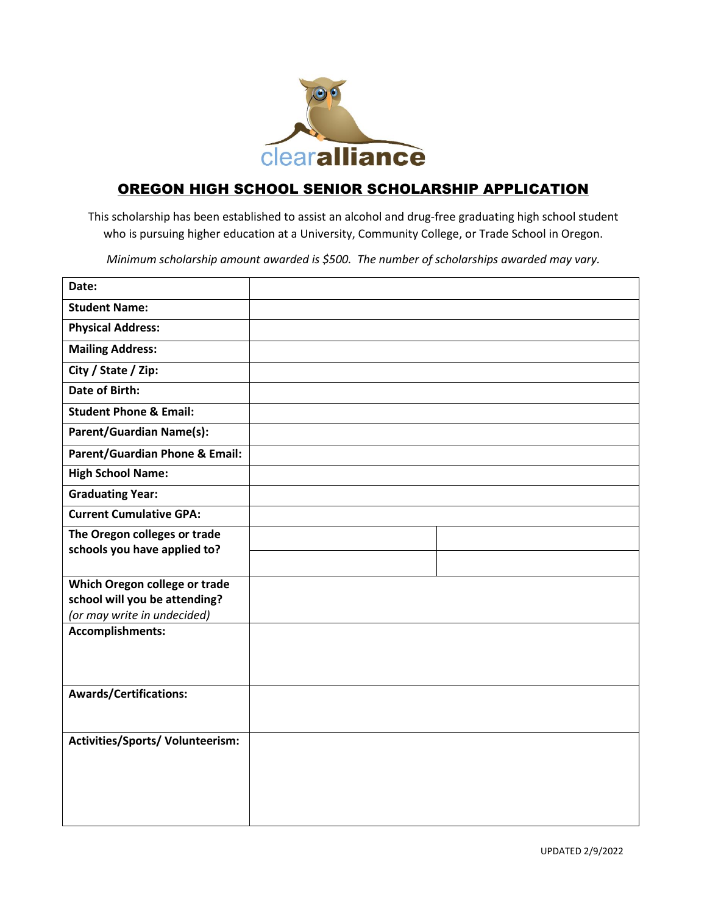clearalliance

# OREGON HIGH SCHOOL SENIOR SCHOLARSHIP APPLICATION

This scholarship has been established to assist an alcohol and drug-free graduating high school student who is pursuing higher education at a University, Community College, or Trade School in Oregon.

*Minimum scholarship amount awarded is $500. The number of scholarships awarded may vary.*

| | | |
|---|---|---|
| **Date:** | | |
| **Student Name:** | | |
| **Physical Address:** | | |
| **Mailing Address:** | | |
| **City / State / Zip:** | | |
| **Date of Birth:** | | |
| **Student Phone & Email:** | | |
| **Parent/Guardian Name(s):** | | |
| **Parent/Guardian Phone & Email:** | | |
| **High School Name:** | | |
| **Graduating Year:** | | |
| **Current Cumulative GPA:** | | |
| **The Oregon colleges or trade schools you have applied to?** | | |
| | | |
| **Which Oregon college or trade school will you be attending?** *(or may write in undecided)* | | |
| **Accomplishments:** | | |
| **Awards/Certifications:** | | |
| **Activities/Sports/ Volunteerism:** | | |

UPDATED 2/9/2022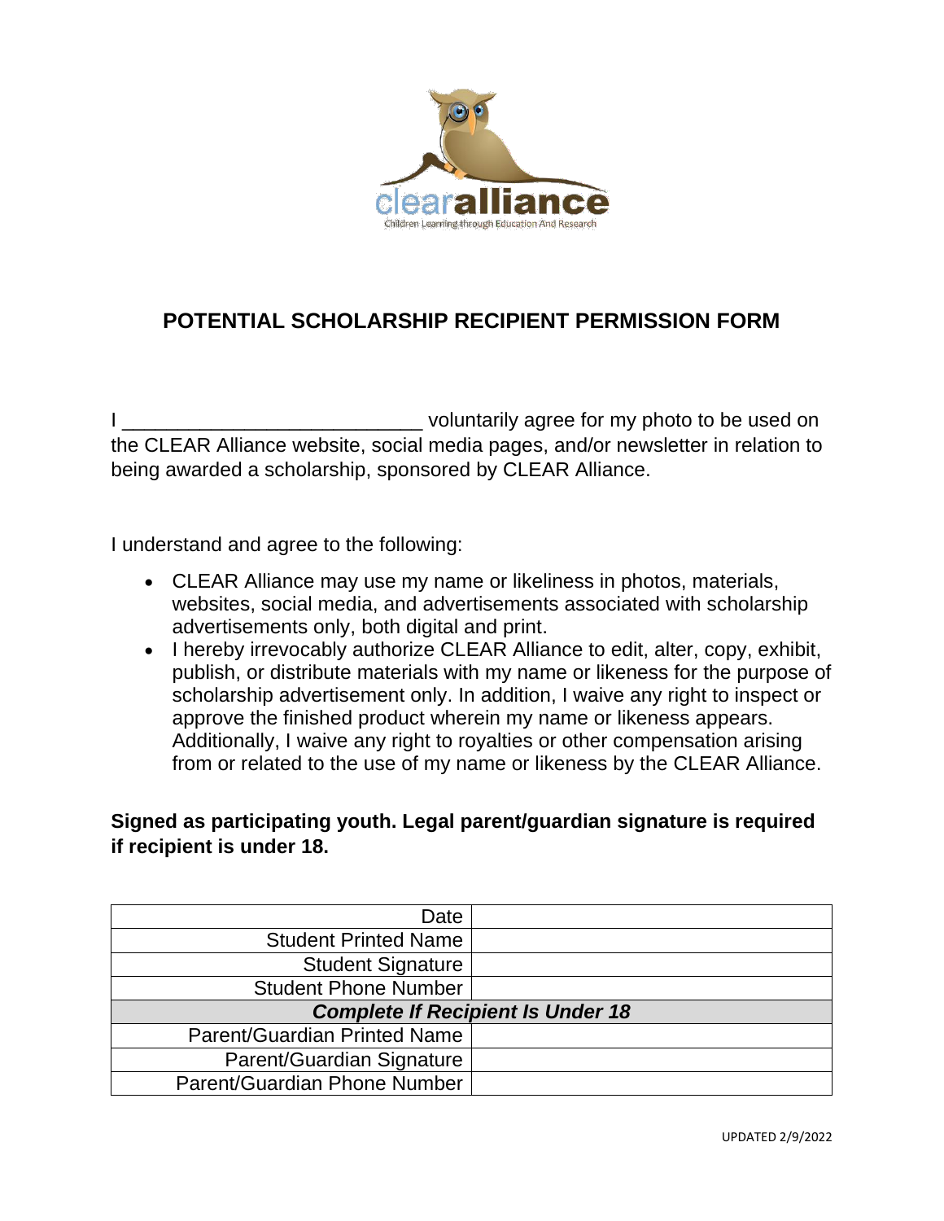# POTENTIAL SCHOLARSHIP RECIPIENT PERMISSION FORM

I ___________________________ voluntarily agree for my photo to be used on the CLEAR Alliance website, social media pages, and/or newsletter in relation to being awarded a scholarship, sponsored by CLEAR Alliance.

I understand and agree to the following:

- CLEAR Alliance may use my name or likeliness in photos, materials, websites, social media, and advertisements associated with scholarship advertisements only, both digital and print.
- I hereby irrevocably authorize CLEAR Alliance to edit, alter, copy, exhibit, publish, or distribute materials with my name or likeness for the purpose of scholarship advertisement only. In addition, I waive any right to inspect or approve the finished product wherein my name or likeness appears. Additionally, I waive any right to royalties or other compensation arising from or related to the use of my name or likeness by the CLEAR Alliance.

**Signed as participating youth. Legal parent/guardian signature is required if recipient is under 18.**

| | |
|---:|---|
| Date | |
| Student Printed Name | |
| Student Signature | |
| Student Phone Number | |
| ***Complete If Recipient Is Under 18*** | |
| Parent/Guardian Printed Name | |
| Parent/Guardian Signature | |
| Parent/Guardian Phone Number | |

UPDATED 2/9/2022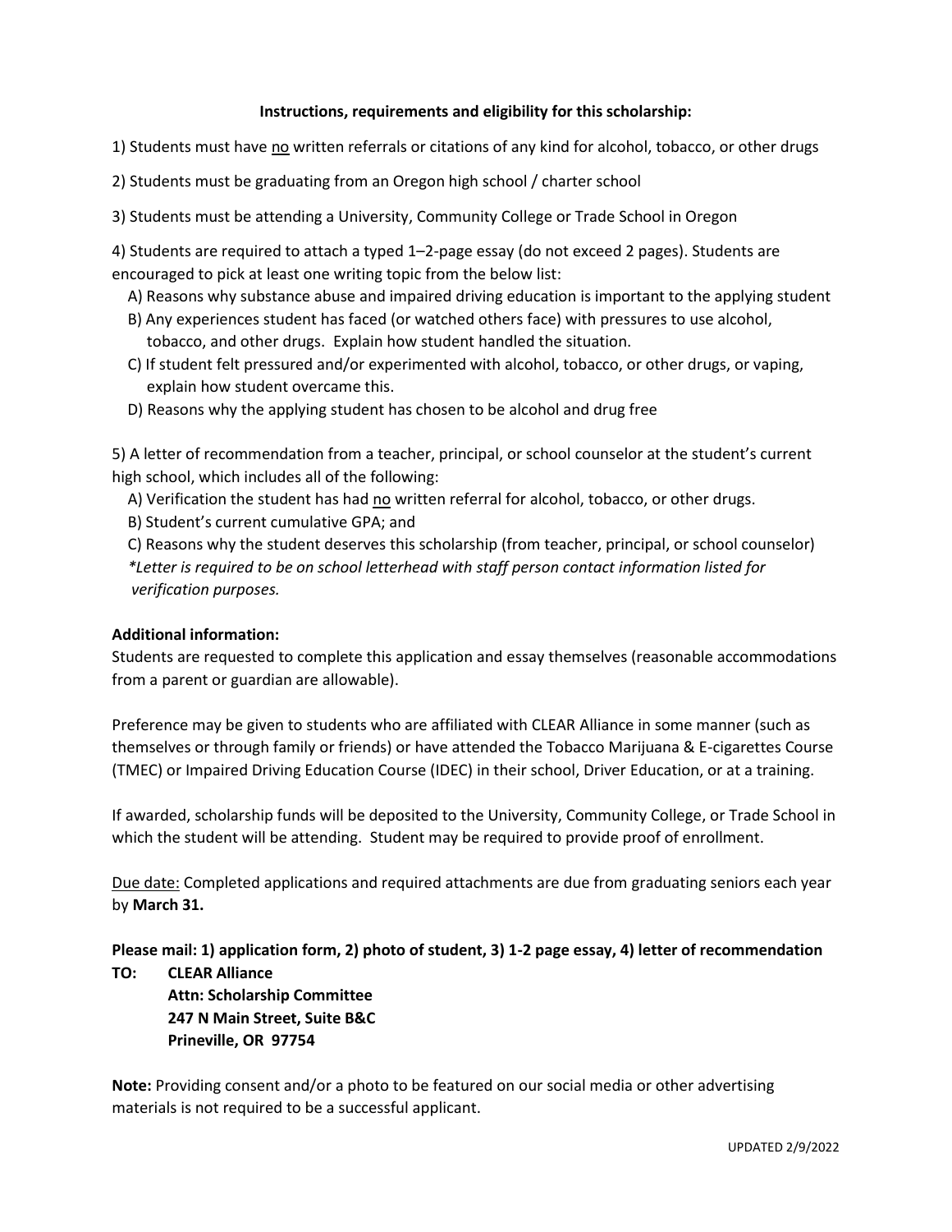**Instructions, requirements and eligibility for this scholarship:**

1) Students must have <u>no</u> written referrals or citations of any kind for alcohol, tobacco, or other drugs

2) Students must be graduating from an Oregon high school / charter school

3) Students must be attending a University, Community College or Trade School in Oregon

4) Students are required to attach a typed 1–2-page essay (do not exceed 2 pages). Students are encouraged to pick at least one writing topic from the below list:

   A) Reasons why substance abuse and impaired driving education is important to the applying student
   
   B) Any experiences student has faced (or watched others face) with pressures to use alcohol, tobacco, and other drugs. Explain how student handled the situation.
   
   C) If student felt pressured and/or experimented with alcohol, tobacco, or other drugs, or vaping, explain how student overcame this.
   
   D) Reasons why the applying student has chosen to be alcohol and drug free

5) A letter of recommendation from a teacher, principal, or school counselor at the student's current high school, which includes all of the following:

   A) Verification the student has had <u>no</u> written referral for alcohol, tobacco, or other drugs.
   
   B) Student's current cumulative GPA; and
   
   C) Reasons why the student deserves this scholarship (from teacher, principal, or school counselor)
   
   *\*Letter is required to be on school letterhead with staff person contact information listed for verification purposes.*

**Additional information:**

Students are requested to complete this application and essay themselves (reasonable accommodations from a parent or guardian are allowable).

Preference may be given to students who are affiliated with CLEAR Alliance in some manner (such as themselves or through family or friends) or have attended the Tobacco Marijuana & E-cigarettes Course (TMEC) or Impaired Driving Education Course (IDEC) in their school, Driver Education, or at a training.

If awarded, scholarship funds will be deposited to the University, Community College, or Trade School in which the student will be attending. Student may be required to provide proof of enrollment.

<u>Due date:</u> Completed applications and required attachments are due from graduating seniors each year by **March 31.**

**Please mail: 1) application form, 2) photo of student, 3) 1-2 page essay, 4) letter of recommendation**

**TO: CLEAR Alliance**
**Attn: Scholarship Committee**
**247 N Main Street, Suite B&C**
**Prineville, OR 97754**

**Note:** Providing consent and/or a photo to be featured on our social media or other advertising materials is not required to be a successful applicant.

UPDATED 2/9/2022